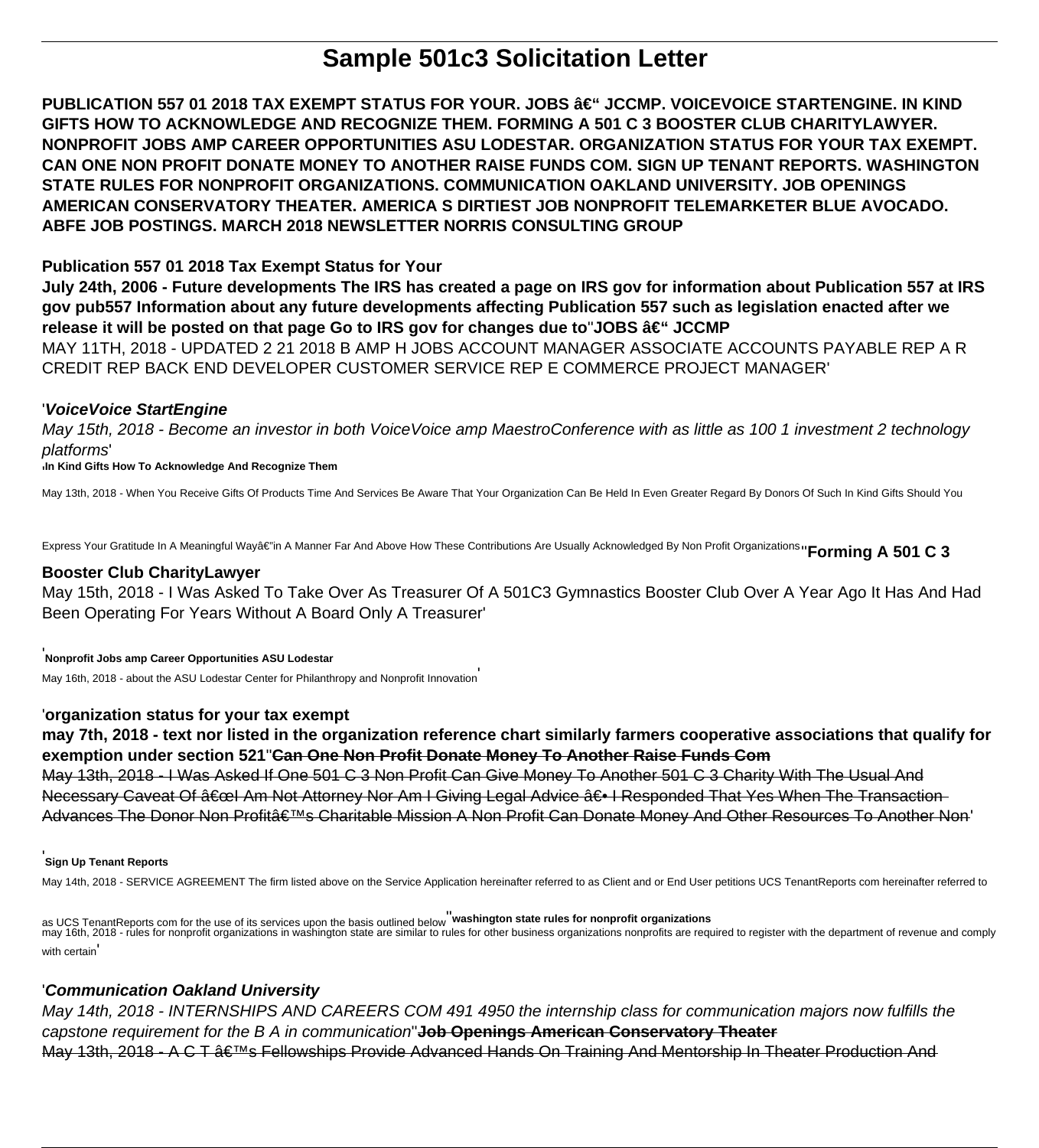# Sample 501c3 Solicitation Letter

**PUBLICATION 557 01 2018 TAX EXEMPT STATUS FOR YOUR. JOBS â€“ JCCMP. VOICEVOICE STARTENGINE. IN KIND GIFTS HOW TO ACKNOWLEDGE AND RECOGNIZE THEM. FORMING A 501 C 3 BOOSTER CLUB CHARITYLAWYER. NONPROFIT JOBS AMP CAREER OPPORTUNITIES ASU LODESTAR. ORGANIZATION STATUS FOR YOUR TAX EXEMPT. CAN ONE NON PROFIT DONATE MONEY TO ANOTHER RAISE FUNDS COM. SIGN UP TENANT REPORTS. WASHINGTON STATE RULES FOR NONPROFIT ORGANIZATIONS. COMMUNICATION OAKLAND UNIVERSITY. JOB OPENINGS AMERICAN CONSERVATORY THEATER. AMERICA S DIRTIEST JOB NONPROFIT TELEMARKETER BLUE AVOCADO. ABFE JOB POSTINGS. MARCH 2018 NEWSLETTER NORRIS CONSULTING GROUP**

**Publication 557 01 2018 Tax Exempt Status for Your**

**July 24th, 2006 - Future developments The IRS has created a page on IRS gov for information about Publication 557 at IRS gov pub557 Information about any future developments affecting Publication 557 such as legislation enacted after we release it will be posted on that page Go to IRS gov for changes due to**''**JOBS â€“ JCCMP**

MAY 11TH, 2018 - UPDATED 2 21 2018 B AMP H JOBS ACCOUNT MANAGER ASSOCIATE ACCOUNTS PAYABLE REP A R CREDIT REP BACK END DEVELOPER CUSTOMER SERVICE REP E COMMERCE PROJECT MANAGER'

'***VoiceVoice StartEngine***

*May 15th, 2018 - Become an investor in both VoiceVoice amp MaestroConference with as little as 100 1 investment 2 technology platforms*'

'**In Kind Gifts How To Acknowledge And Recognize Them**

May 13th, 2018 - When You Receive Gifts Of Products Time And Services Be Aware That Your Organization Can Be Held In Even Greater Regard By Donors Of Such In Kind Gifts Should You Express Your Gratitude In A Meaningful Wayâ€"in A Manner Far And Above How These Contributions Are Usually Acknowledged By Non Profit Organizations''**Forming A 501 C 3 Booster Club CharityLawyer**

May 15th, 2018 - I Was Asked To Take Over As Treasurer Of A 501C3 Gymnastics Booster Club Over A Year Ago It Has And Had Been Operating For Years Without A Board Only A Treasurer'

'**Nonprofit Jobs amp Career Opportunities ASU Lodestar**

May 16th, 2018 - about the ASU Lodestar Center for Philanthropy and Nonprofit Innovation'

'**organization status for your tax exempt**

**may 7th, 2018 - text nor listed in the organization reference chart similarly farmers cooperative associations that qualify for exemption under section 521**''**Can One Non Profit Donate Money To Another Raise Funds Com**

May 13th, 2018 - I Was Asked If One 501 C 3 Non Profit Can Give Money To Another 501 C 3 Charity With The Usual And Necessary Caveat Of â€œI Am Not Attorney Nor Am I Giving Legal Advice â€• I Responded That Yes When The Transaction Advances The Donor Non Profitâ€™s Charitable Mission A Non Profit Can Donate Money And Other Resources To Another Non'

'**Sign Up Tenant Reports**

May 14th, 2018 - SERVICE AGREEMENT The firm listed above on the Service Application hereinafter referred to as Client and or End User petitions UCS TenantReports com hereinafter referred to as UCS TenantReports com for the use of its services upon the basis outlined below''**washington state rules for nonprofit organizations**

may 16th, 2018 - rules for nonprofit organizations in washington state are similar to rules for other business organizations nonprofits are required to register with the department of revenue and comply with certain'

'***Communication Oakland University***

*May 14th, 2018 - INTERNSHIPS AND CAREERS COM 491 4950 the internship class for communication majors now fulfills the capstone requirement for the B A in communication*''**Job Openings American Conservatory Theater**

May 13th, 2018 - A C T â€™s Fellowships Provide Advanced Hands On Training And Mentorship In Theater Production And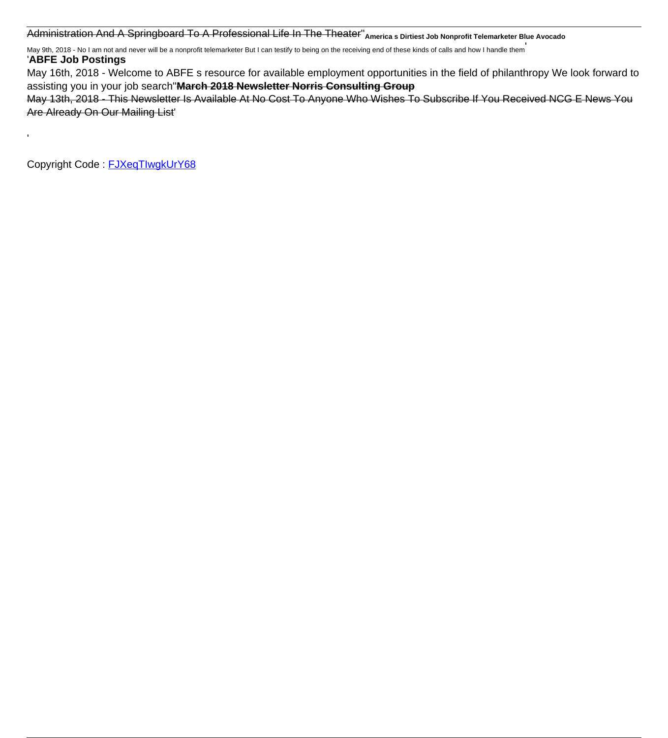Administration And A Springboard To A Professional Life In The Theater''**America s Dirtiest Job Nonprofit Telemarketer Blue Avocado**

May 9th, 2018 - No I am not and never will be a nonprofit telemarketer But I can testify to being on the receiving end of these kinds of calls and how I handle them'

'**ABFE Job Postings**

May 16th, 2018 - Welcome to ABFE s resource for available employment opportunities in the field of philanthropy We look forward to assisting you in your job search''**March 2018 Newsletter Norris Consulting Group**

May 13th, 2018 - This Newsletter Is Available At No Cost To Anyone Who Wishes To Subscribe If You Received NCG E News You Are Already On Our Mailing List'

'

Copyright Code : FJXeqTIwgkUrY68